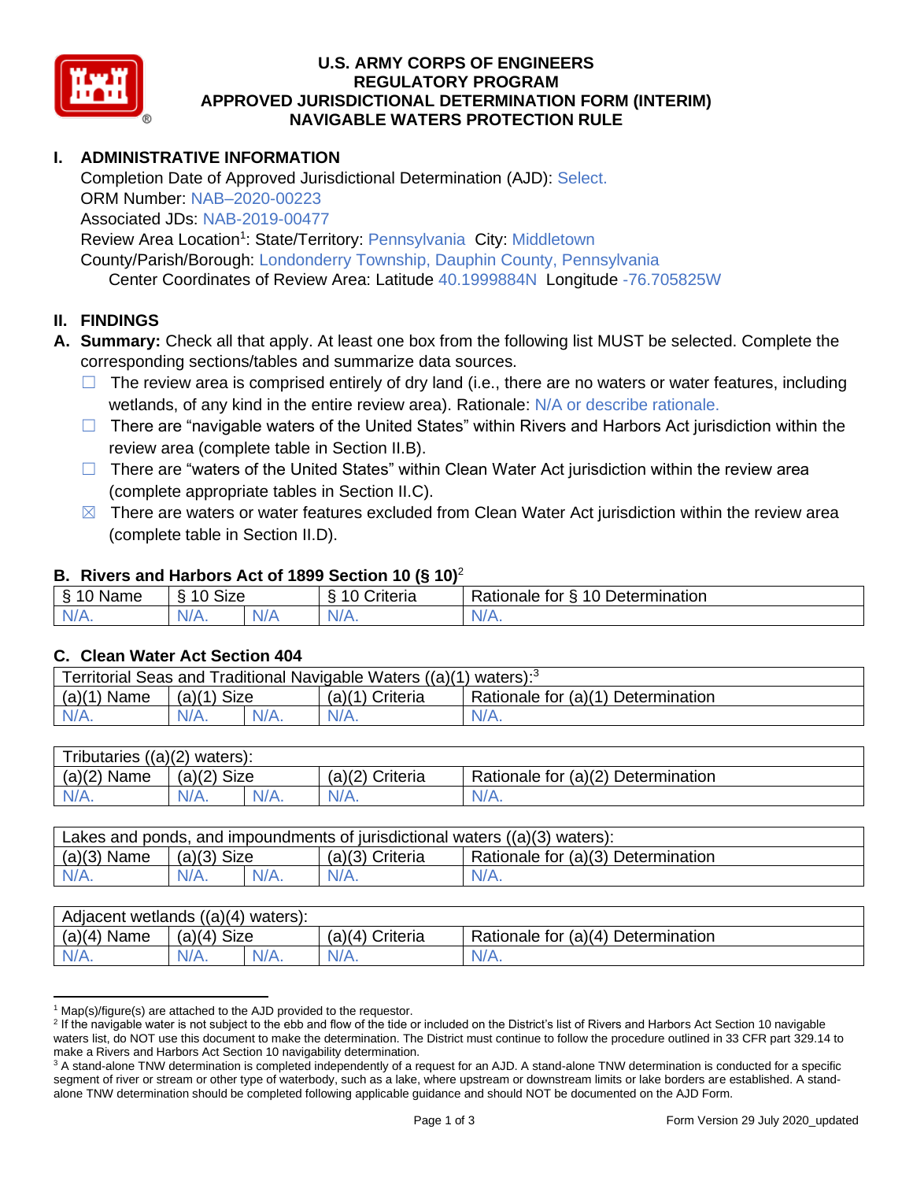# U.S. ARMY CORPS OF ENGINEERS
# REGULATORY PROGRAM
# APPROVED JURISDICTIONAL DETERMINATION FORM (INTERIM)
# NAVIGABLE WATERS PROTECTION RULE

## I. ADMINISTRATIVE INFORMATION

Completion Date of Approved Jurisdictional Determination (AJD): Select.
ORM Number: NAB–2020-00223
Associated JDs: NAB-2019-00477
Review Area Location[1]: State/Territory: Pennsylvania City: Middletown
County/Parish/Borough: Londonderry Township, Dauphin County, Pennsylvania
Center Coordinates of Review Area: Latitude 40.1999884N Longitude -76.705825W

## II. FINDINGS

**A. Summary:** Check all that apply. At least one box from the following list MUST be selected. Complete the corresponding sections/tables and summarize data sources.

- ☐ The review area is comprised entirely of dry land (i.e., there are no waters or water features, including wetlands, of any kind in the entire review area). Rationale: N/A or describe rationale.
- ☐ There are "navigable waters of the United States" within Rivers and Harbors Act jurisdiction within the review area (complete table in Section II.B).
- ☐ There are "waters of the United States" within Clean Water Act jurisdiction within the review area (complete appropriate tables in Section II.C).
- ☒ There are waters or water features excluded from Clean Water Act jurisdiction within the review area (complete table in Section II.D).

### B. Rivers and Harbors Act of 1899 Section 10 (§ 10)[2]

| § 10 Name | § 10 Size | | § 10 Criteria | Rationale for § 10 Determination |
|---|---|---|---|---|
| N/A. | N/A. | N/A | N/A. | N/A. |

### C. Clean Water Act Section 404

| Territorial Seas and Traditional Navigable Waters ((a)(1) waters):[3] | | | | |
|---|---|---|---|---|
| (a)(1) Name | (a)(1) Size | | (a)(1) Criteria | Rationale for (a)(1) Determination |
| N/A. | N/A. | N/A. | N/A. | N/A. |

| Tributaries ((a)(2) waters): | | | | |
|---|---|---|---|---|
| (a)(2) Name | (a)(2) Size | | (a)(2) Criteria | Rationale for (a)(2) Determination |
| N/A. | N/A. | N/A. | N/A. | N/A. |

| Lakes and ponds, and impoundments of jurisdictional waters ((a)(3) waters): | | | | |
|---|---|---|---|---|
| (a)(3) Name | (a)(3) Size | | (a)(3) Criteria | Rationale for (a)(3) Determination |
| N/A. | N/A. | N/A. | N/A. | N/A. |

| Adjacent wetlands ((a)(4) waters): | | | | |
|---|---|---|---|---|
| (a)(4) Name | (a)(4) Size | | (a)(4) Criteria | Rationale for (a)(4) Determination |
| N/A. | N/A. | N/A. | N/A. | N/A. |

---

[1] Map(s)/figure(s) are attached to the AJD provided to the requestor.

[2] If the navigable water is not subject to the ebb and flow of the tide or included on the District's list of Rivers and Harbors Act Section 10 navigable waters list, do NOT use this document to make the determination. The District must continue to follow the procedure outlined in 33 CFR part 329.14 to make a Rivers and Harbors Act Section 10 navigability determination.

[3] A stand-alone TNW determination is completed independently of a request for an AJD. A stand-alone TNW determination is conducted for a specific segment of river or stream or other type of waterbody, such as a lake, where upstream or downstream limits or lake borders are established. A stand-alone TNW determination should be completed following applicable guidance and should NOT be documented on the AJD Form.

Form Version 29 July 2020_updated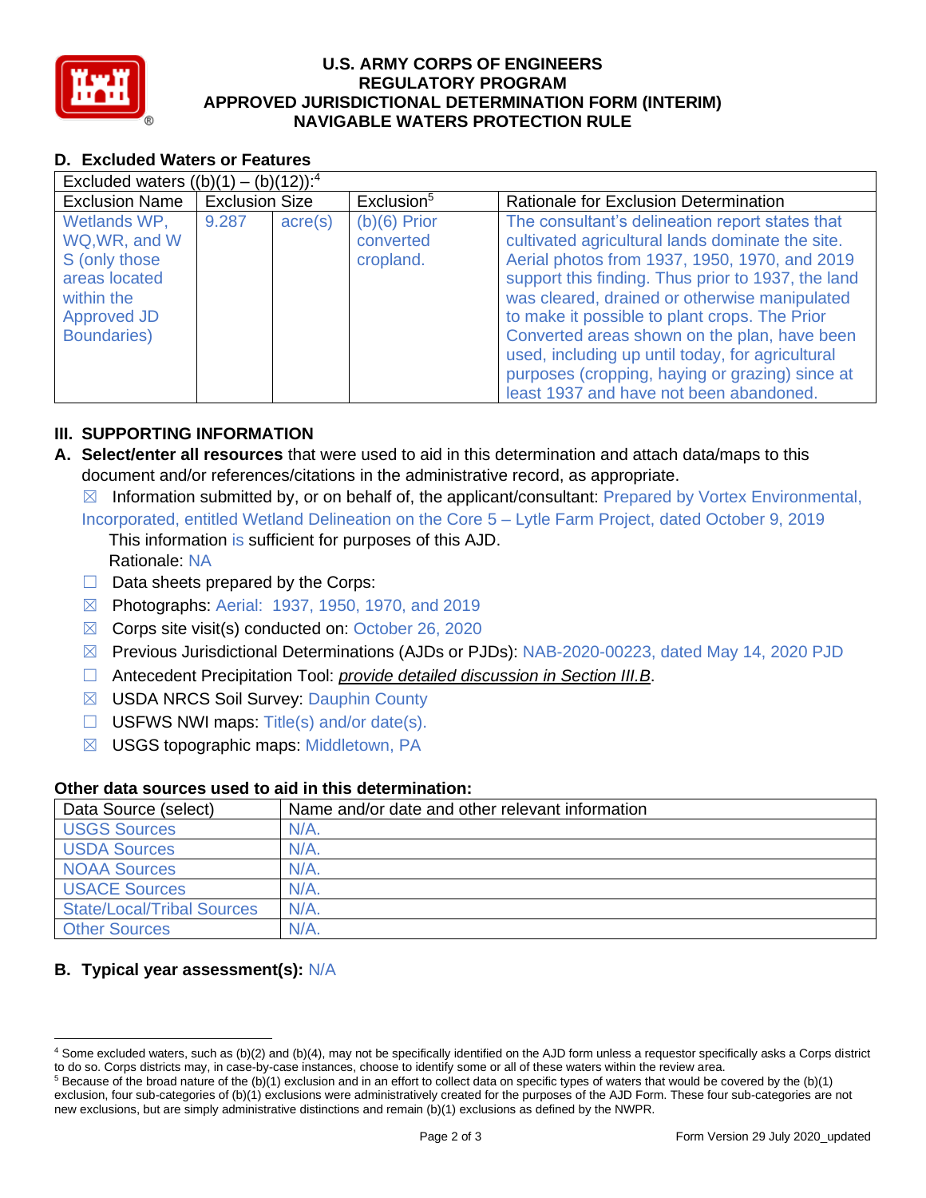# U.S. ARMY CORPS OF ENGINEERS
# REGULATORY PROGRAM
# APPROVED JURISDICTIONAL DETERMINATION FORM (INTERIM)
# NAVIGABLE WATERS PROTECTION RULE

## D. Excluded Waters or Features

| Excluded waters ((b)(1) – (b)(12)):[4] | | | | |
|---|---|---|---|---|
| Exclusion Name | Exclusion Size | | Exclusion[5] | Rationale for Exclusion Determination |
| Wetlands WP, WQ,WR, and W S (only those areas located within the Approved JD Boundaries) | 9.287 | acre(s) | (b)(6) Prior converted cropland. | The consultant's delineation report states that cultivated agricultural lands dominate the site. Aerial photos from 1937, 1950, 1970, and 2019 support this finding. Thus prior to 1937, the land was cleared, drained or otherwise manipulated to make it possible to plant crops. The Prior Converted areas shown on the plan, have been used, including up until today, for agricultural purposes (cropping, haying or grazing) since at least 1937 and have not been abandoned. |

## III. SUPPORTING INFORMATION

**A. Select/enter all resources** that were used to aid in this determination and attach data/maps to this document and/or references/citations in the administrative record, as appropriate.

☒ Information submitted by, or on behalf of, the applicant/consultant: Prepared by Vortex Environmental, Incorporated, entitled Wetland Delineation on the Core 5 – Lytle Farm Project, dated October 9, 2019

This information is sufficient for purposes of this AJD.

Rationale: NA

☐ Data sheets prepared by the Corps:

☒ Photographs: Aerial: 1937, 1950, 1970, and 2019

☒ Corps site visit(s) conducted on: October 26, 2020

☒ Previous Jurisdictional Determinations (AJDs or PJDs): NAB-2020-00223, dated May 14, 2020 PJD

☐ Antecedent Precipitation Tool: *provide detailed discussion in Section III.B*.

☒ USDA NRCS Soil Survey: Dauphin County

☐ USFWS NWI maps: Title(s) and/or date(s).

☒ USGS topographic maps: Middletown, PA

### Other data sources used to aid in this determination:

| Data Source (select) | Name and/or date and other relevant information |
|---|---|
| USGS Sources | N/A. |
| USDA Sources | N/A. |
| NOAA Sources | N/A. |
| USACE Sources | N/A. |
| State/Local/Tribal Sources | N/A. |
| Other Sources | N/A. |

**B. Typical year assessment(s):** N/A

---

[4] Some excluded waters, such as (b)(2) and (b)(4), may not be specifically identified on the AJD form unless a requestor specifically asks a Corps district to do so. Corps districts may, in case-by-case instances, choose to identify some or all of these waters within the review area.

[5] Because of the broad nature of the (b)(1) exclusion and in an effort to collect data on specific types of waters that would be covered by the (b)(1) exclusion, four sub-categories of (b)(1) exclusions were administratively created for the purposes of the AJD Form. These four sub-categories are not new exclusions, but are simply administrative distinctions and remain (b)(1) exclusions as defined by the NWPR.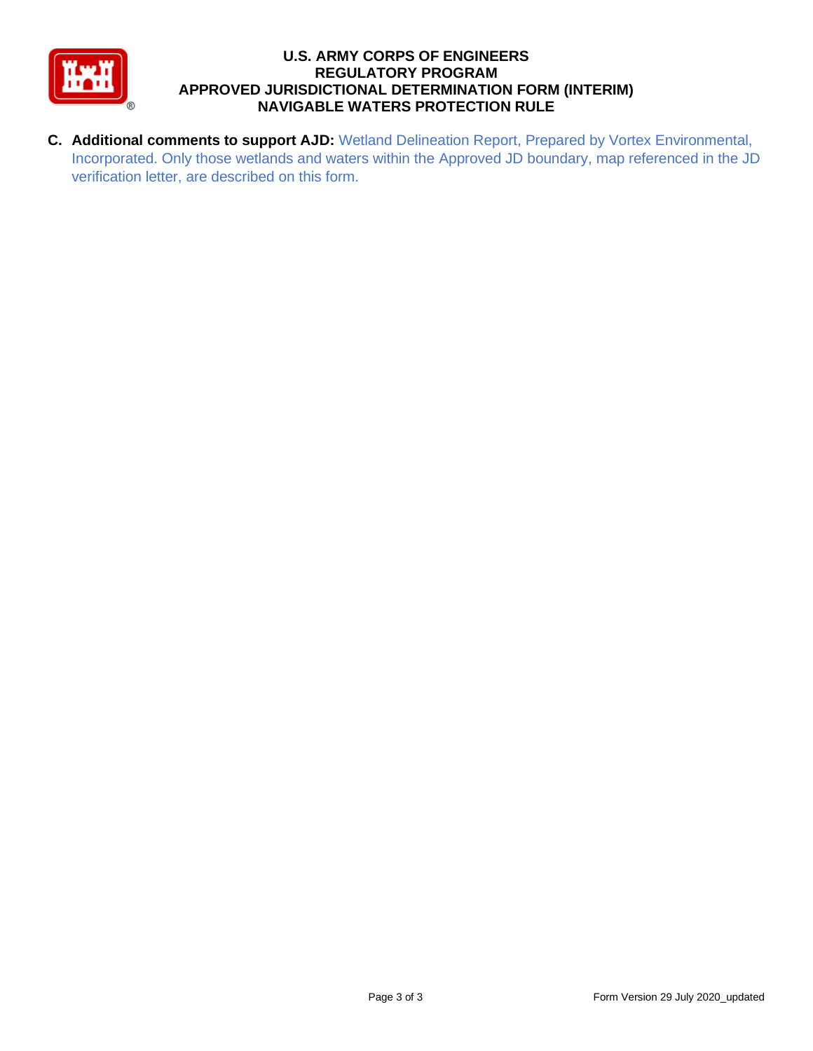**C. Additional comments to support AJD:** Wetland Delineation Report, Prepared by Vortex Environmental, Incorporated. Only those wetlands and waters within the Approved JD boundary, map referenced in the JD verification letter, are described on this form.